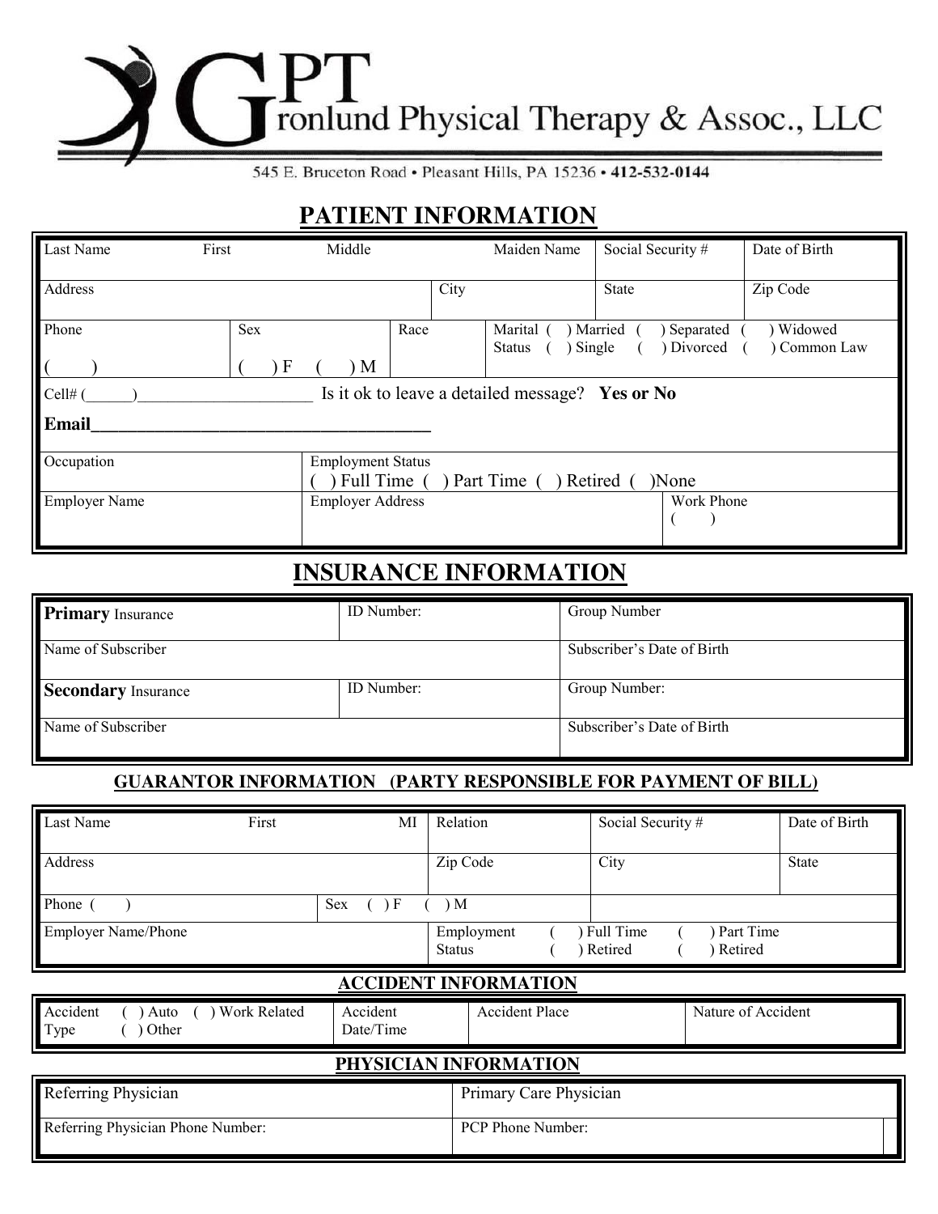# GPT Gronlund Physical Therapy & Assoc., LLC

545 E. Bruceton Road • Pleasant Hills, PA 15236 • **412-532-0144**

## PATIENT INFORMATION

| Last Name | First | Middle | Maiden Name | Social Security # | Date of Birth |
|---|---|---|---|---|---|
| Address | | | City | State | Zip Code |
| Phone ( ) | Sex ( ) F ( ) M | Race | Marital Status ( ) Married ( ) Single | ( ) Separated ( ) Divorced | ( ) Widowed ( ) Common Law |

Cell# (______)____________________ Is it ok to leave a detailed message? **Yes or No**

**Email**___________________________________

| Occupation | Employment Status ( ) Full Time ( ) Part Time ( ) Retired ( )None | |
|---|---|---|
| Employer Name | Employer Address | Work Phone ( ) |

## INSURANCE INFORMATION

| **Primary** Insurance | ID Number: | Group Number |
|---|---|---|
| Name of Subscriber | | Subscriber's Date of Birth |
| **Secondary** Insurance | ID Number: | Group Number: |
| Name of Subscriber | | Subscriber's Date of Birth |

### GUARANTOR INFORMATION (PARTY RESPONSIBLE FOR PAYMENT OF BILL)

| Last Name | First | MI | Relation | Social Security # | Date of Birth |
|---|---|---|---|---|---|
| Address | | | Zip Code | City | State |
| Phone ( ) | Sex ( ) F ( ) M | | | | |
| Employer Name/Phone | | | Employment Status ( ) Full Time ( ) Retired | ( ) Part Time ( ) Retired | |

### ACCIDENT INFORMATION

| Accident Type ( ) Auto ( ) Work Related ( ) Other | Accident Date/Time | Accident Place | Nature of Accident |
|---|---|---|---|

### PHYSICIAN INFORMATION

| Referring Physician | Primary Care Physician |
|---|---|
| Referring Physician Phone Number: | PCP Phone Number: |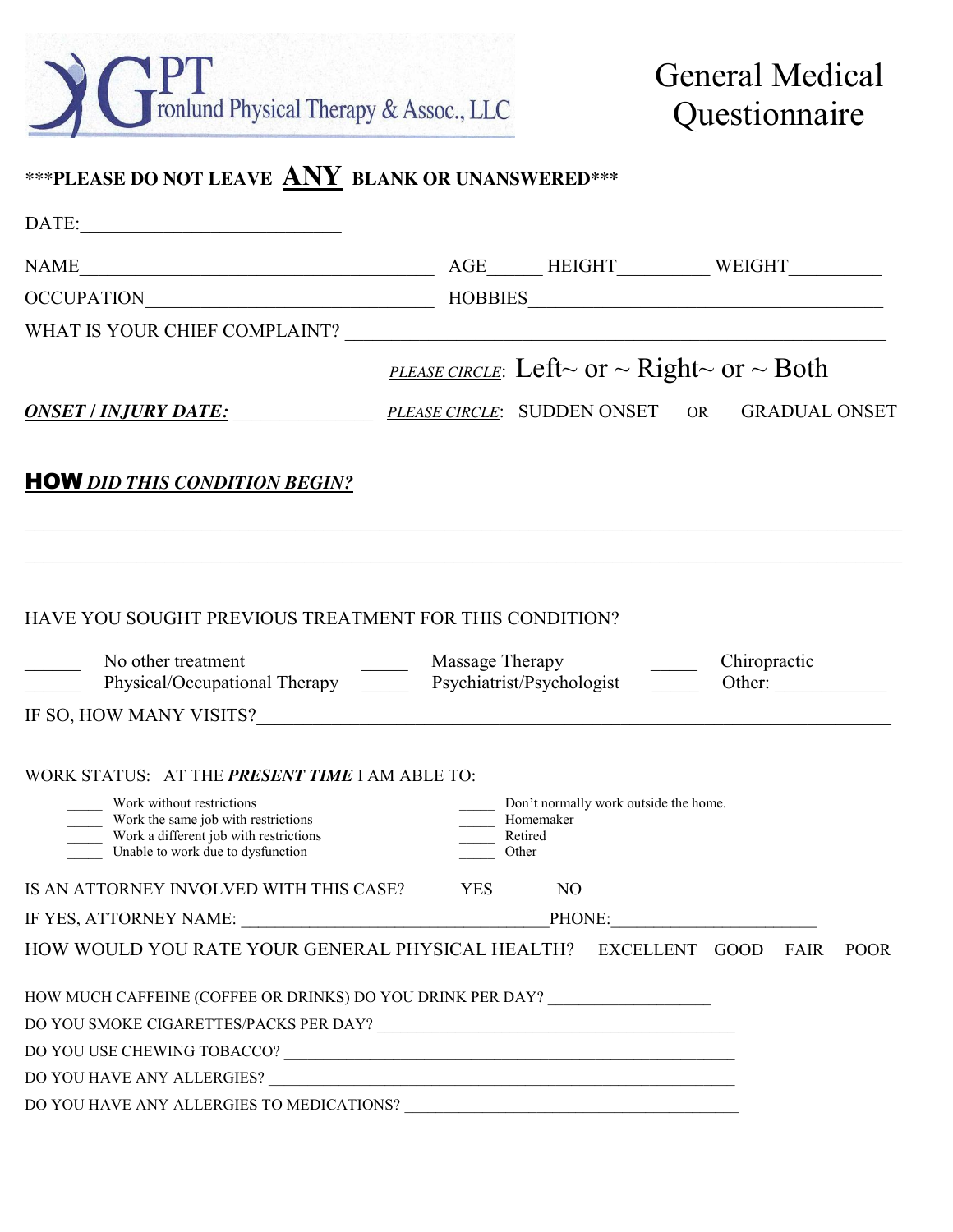GPT Gronlund Physical Therapy & Assoc., LLC

# General Medical Questionnaire

**\*\*\*PLEASE DO NOT LEAVE ANY BLANK OR UNANSWERED\*\*\***

DATE:___________________________

NAME_____________________________________ AGE_____ HEIGHT_________ WEIGHT_________

OCCUPATION______________________________ HOBBIES____________________________________

WHAT IS YOUR CHIEF COMPLAINT? _____________________________________________________________

*PLEASE CIRCLE*: Left~ or ~ Right~ or ~ Both

***ONSET / INJURY DATE:*** _______________ *PLEASE CIRCLE*: SUDDEN ONSET OR GRADUAL ONSET

**HOW** ***DID THIS CONDITION BEGIN?***

_____________________________________________________________________________________________

_____________________________________________________________________________________________

HAVE YOU SOUGHT PREVIOUS TREATMENT FOR THIS CONDITION?

______ No other treatment _____ Massage Therapy _____ Chiropractic
______ Physical/Occupational Therapy _____ Psychiatrist/Psychologist _____ Other: ___________

IF SO, HOW MANY VISITS?_________________________________________________________________________

WORK STATUS: AT THE ***PRESENT TIME*** I AM ABLE TO:

_____ Work without restrictions
_____ Work the same job with restrictions
_____ Work a different job with restrictions
_____ Unable to work due to dysfunction
_____ Don't normally work outside the home.
_____ Homemaker
_____ Retired
_____ Other

IS AN ATTORNEY INVOLVED WITH THIS CASE? YES NO

IF YES, ATTORNEY NAME: __________________________________PHONE:______________________

HOW WOULD YOU RATE YOUR GENERAL PHYSICAL HEALTH? EXCELLENT GOOD FAIR POOR

HOW MUCH CAFFEINE (COFFEE OR DRINKS) DO YOU DRINK PER DAY? ___________________

DO YOU SMOKE CIGARETTES/PACKS PER DAY? __________________________________________

DO YOU USE CHEWING TOBACCO? _________________________________________________

DO YOU HAVE ANY ALLERGIES? _________________________________________________

DO YOU HAVE ANY ALLERGIES TO MEDICATIONS? ________________________________________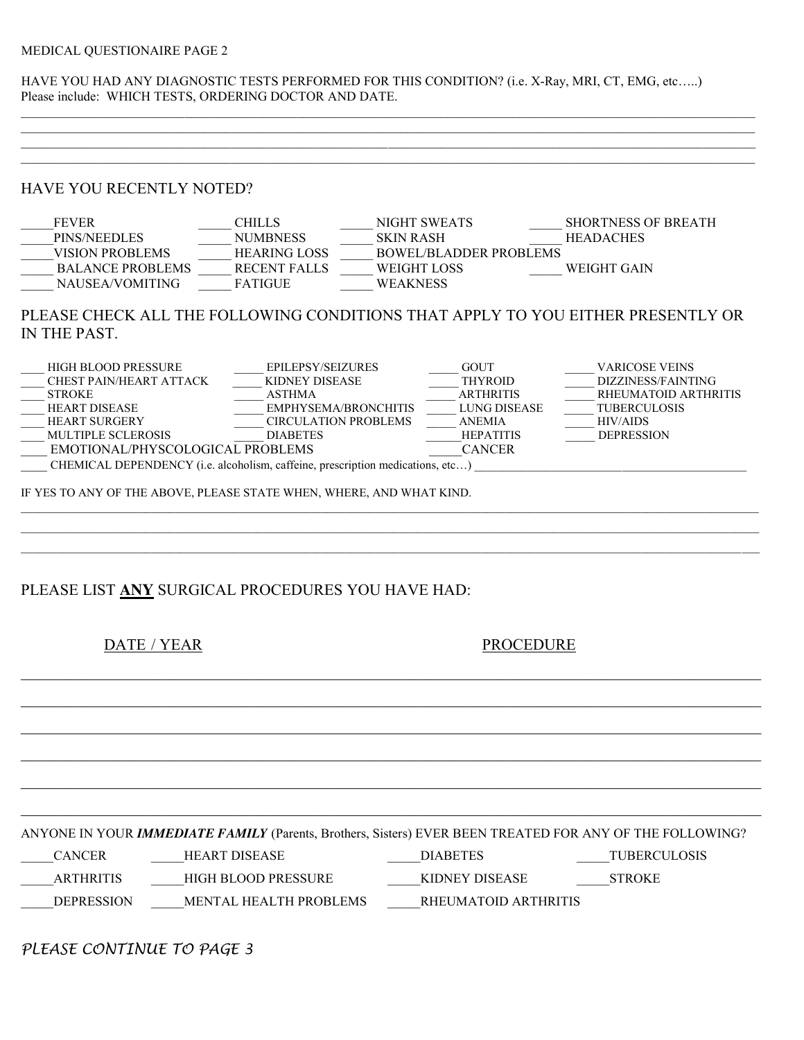MEDICAL QUESTIONAIRE PAGE 2

HAVE YOU HAD ANY DIAGNOSTIC TESTS PERFORMED FOR THIS CONDITION? (i.e. X-Ray, MRI, CT, EMG, etc…..)
Please include: WHICH TESTS, ORDERING DOCTOR AND DATE.

______________________________________________________________________________

______________________________________________________________________________

______________________________________________________________________________

______________________________________________________________________________

## HAVE YOU RECENTLY NOTED?

| | | | |
|---|---|---|---|
| _____ FEVER | _____ CHILLS | _____ NIGHT SWEATS | _____ SHORTNESS OF BREATH |
| _____ PINS/NEEDLES | _____ NUMBNESS | _____ SKIN RASH | _____ HEADACHES |
| _____ VISION PROBLEMS | _____ HEARING LOSS | _____ BOWEL/BLADDER PROBLEMS | |
| _____ BALANCE PROBLEMS | _____ RECENT FALLS | _____ WEIGHT LOSS | _____ WEIGHT GAIN |
| _____ NAUSEA/VOMITING | _____ FATIGUE | _____ WEAKNESS | |

## PLEASE CHECK ALL THE FOLLOWING CONDITIONS THAT APPLY TO YOU EITHER PRESENTLY OR IN THE PAST.

| | | | |
|---|---|---|---|
| ____ HIGH BLOOD PRESSURE | _____ EPILEPSY/SEIZURES | _____ GOUT | _____ VARICOSE VEINS |
| ____ CHEST PAIN/HEART ATTACK | _____ KIDNEY DISEASE | _____ THYROID | _____ DIZZINESS/FAINTING |
| ____ STROKE | _____ ASTHMA | _____ ARTHRITIS | _____ RHEUMATOID ARTHRITIS |
| ____ HEART DISEASE | _____ EMPHYSEMA/BRONCHITIS | _____ LUNG DISEASE | _____ TUBERCULOSIS |
| ____ HEART SURGERY | _____ CIRCULATION PROBLEMS | _____ ANEMIA | _____ HIV/AIDS |
| ____ MULTIPLE SCLEROSIS | _____ DIABETES | _____ HEPATITIS | _____ DEPRESSION |
| ____ EMOTIONAL/PHYSCOLOGICAL PROBLEMS | | _____ CANCER | |

____ CHEMICAL DEPENDENCY (i.e. alcoholism, caffeine, prescription medications, etc…) ______________________________

IF YES TO ANY OF THE ABOVE, PLEASE STATE WHEN, WHERE, AND WHAT KIND.

______________________________________________________________________________

______________________________________________________________________________

______________________________________________________________________________

## PLEASE LIST **ANY** SURGICAL PROCEDURES YOU HAVE HAD:

| DATE / YEAR | PROCEDURE |
|---|---|
| | |
| | |
| | |
| | |
| | |
| | |

ANYONE IN YOUR ***IMMEDIATE FAMILY*** (Parents, Brothers, Sisters) EVER BEEN TREATED FOR ANY OF THE FOLLOWING?

| | | | |
|---|---|---|---|
| _____ CANCER | _____ HEART DISEASE | _____ DIABETES | _____ TUBERCULOSIS |
| _____ ARTHRITIS | _____ HIGH BLOOD PRESSURE | _____ KIDNEY DISEASE | _____ STROKE |
| _____ DEPRESSION | _____ MENTAL HEALTH PROBLEMS | _____ RHEUMATOID ARTHRITIS | |

*PLEASE CONTINUE TO PAGE 3*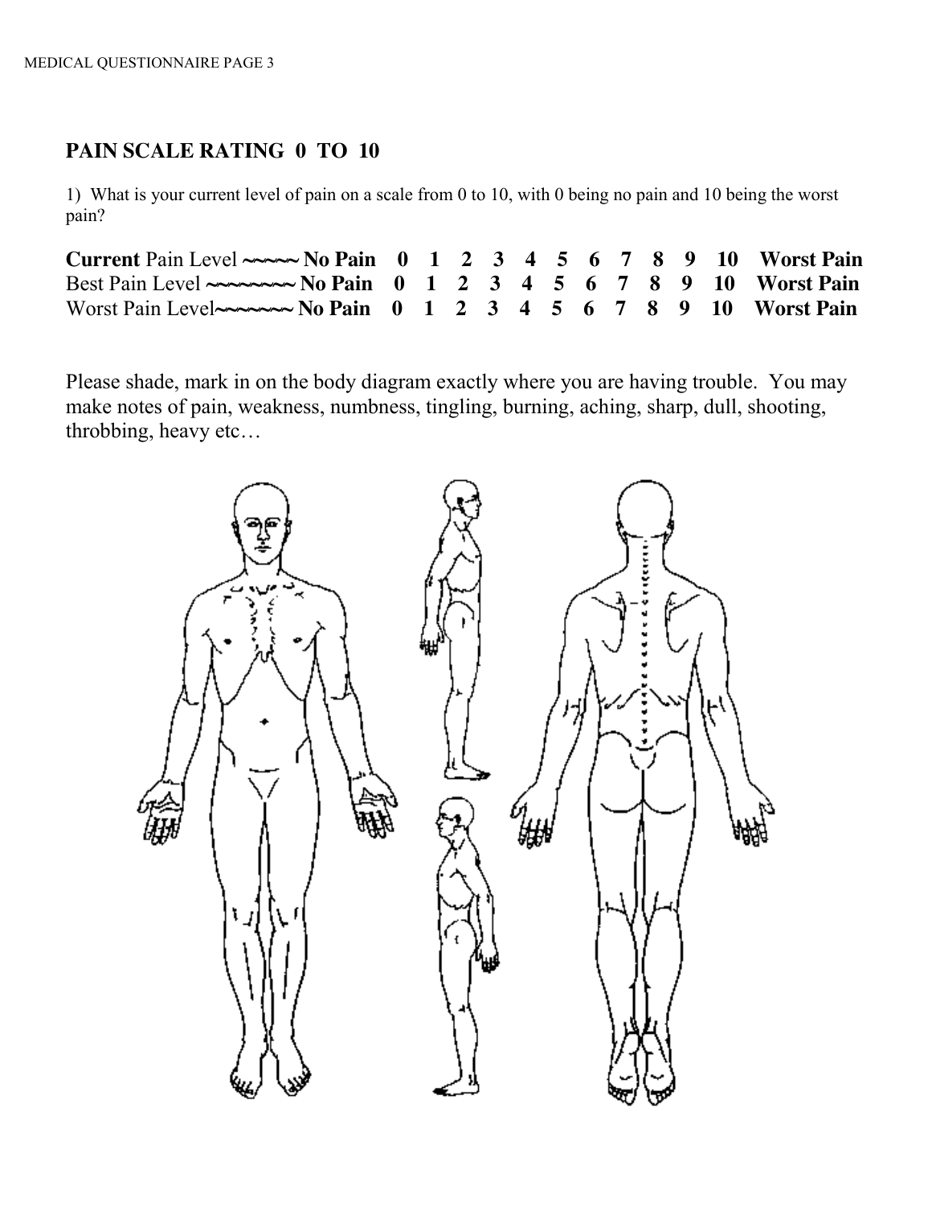## PAIN SCALE RATING 0 TO 10

1) What is your current level of pain on a scale from 0 to 10, with 0 being no pain and 10 being the worst pain?

**Current** Pain Level ~~~~~ **No Pain 0 1 2 3 4 5 6 7 8 9 10 Worst Pain**
Best Pain Level ~~~~~~~~ **No Pain 0 1 2 3 4 5 6 7 8 9 10 Worst Pain**
Worst Pain Level~~~~~~~ **No Pain 0 1 2 3 4 5 6 7 8 9 10 Worst Pain**

Please shade, mark in on the body diagram exactly where you are having trouble. You may make notes of pain, weakness, numbness, tingling, burning, aching, sharp, dull, shooting, throbbing, heavy etc…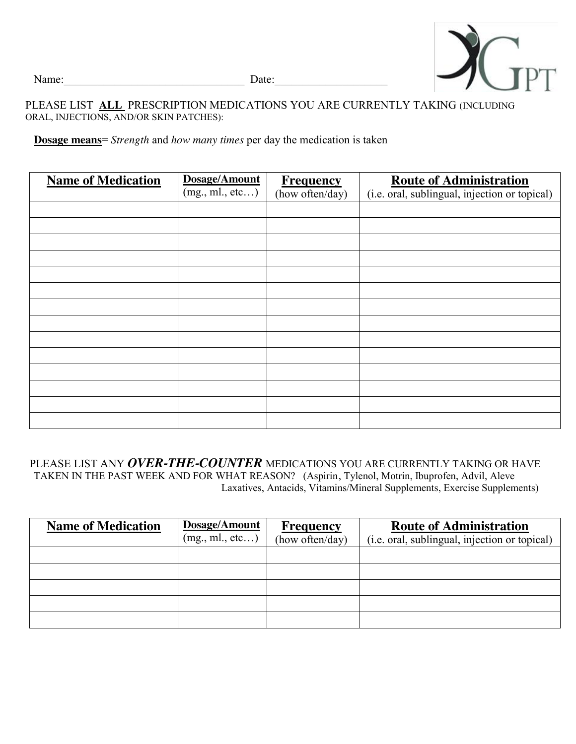Name:________________________________ Date:___________________

PLEASE LIST **ALL** PRESCRIPTION MEDICATIONS YOU ARE CURRENTLY TAKING (INCLUDING ORAL, INJECTIONS, AND/OR SKIN PATCHES):

**Dosage means**= *Strength* and *how many times* per day the medication is taken

| **Name of Medication** | **Dosage/Amount** (mg., ml., etc…) | **Frequency** (how often/day) | **Route of Administration** (i.e. oral, sublingual, injection or topical) |
|---|---|---|---|
| | | | |
| | | | |
| | | | |
| | | | |
| | | | |
| | | | |
| | | | |
| | | | |
| | | | |
| | | | |
| | | | |
| | | | |
| | | | |
| | | | |

PLEASE LIST ANY ***OVER-THE-COUNTER*** MEDICATIONS YOU ARE CURRENTLY TAKING OR HAVE TAKEN IN THE PAST WEEK AND FOR WHAT REASON? (Aspirin, Tylenol, Motrin, Ibuprofen, Advil, Aleve Laxatives, Antacids, Vitamins/Mineral Supplements, Exercise Supplements)

| **Name of Medication** | **Dosage/Amount** (mg., ml., etc…) | **Frequency** (how often/day) | **Route of Administration** (i.e. oral, sublingual, injection or topical) |
|---|---|---|---|
| | | | |
| | | | |
| | | | |
| | | | |
| | | | |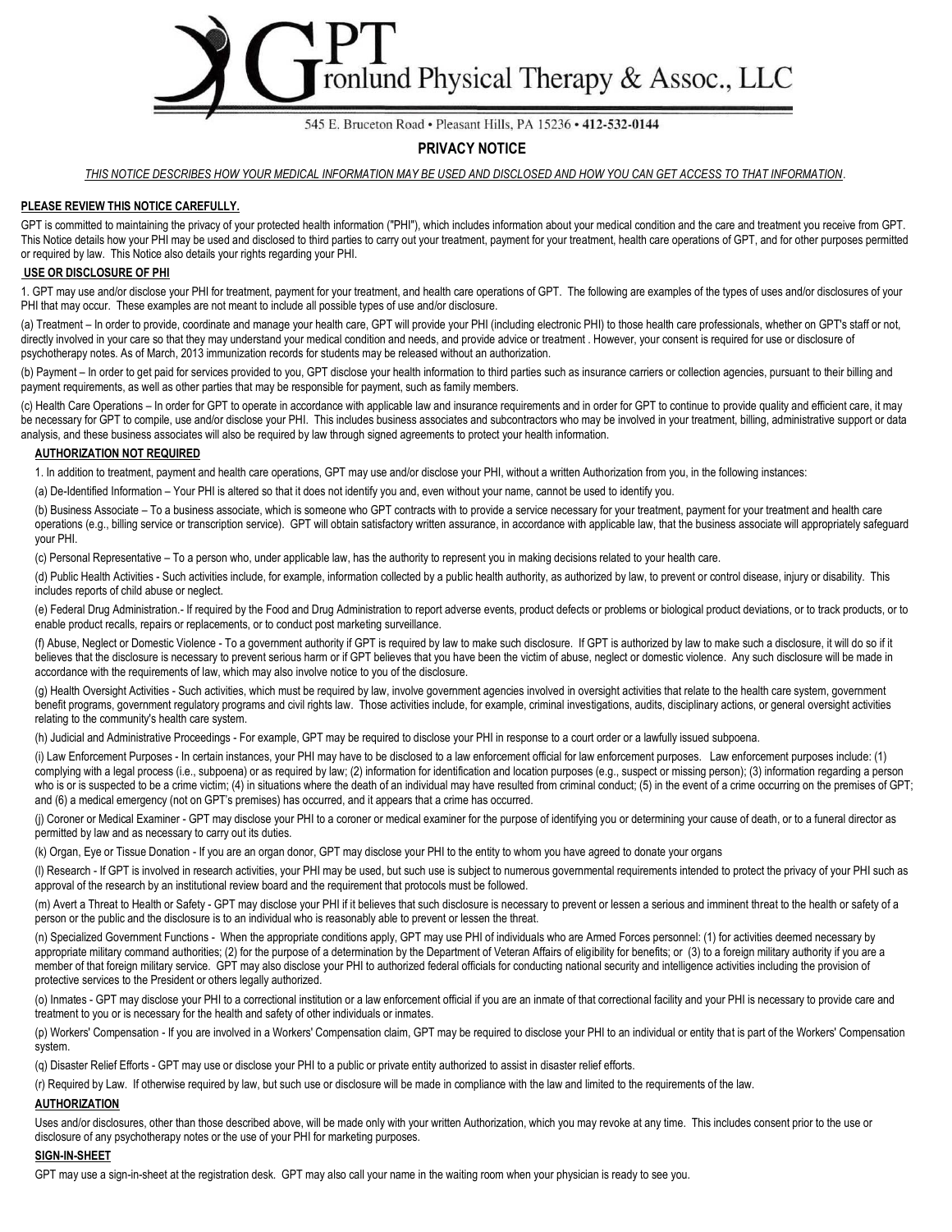# GPT Gronlund Physical Therapy & Assoc., LLC

545 E. Bruceton Road • Pleasant Hills, PA 15236 • **412-532-0144**

## PRIVACY NOTICE

*THIS NOTICE DESCRIBES HOW YOUR MEDICAL INFORMATION MAY BE USED AND DISCLOSED AND HOW YOU CAN GET ACCESS TO THAT INFORMATION.*

**PLEASE REVIEW THIS NOTICE CAREFULLY.**

GPT is committed to maintaining the privacy of your protected health information ("PHI"), which includes information about your medical condition and the care and treatment you receive from GPT. This Notice details how your PHI may be used and disclosed to third parties to carry out your treatment, payment for your treatment, health care operations of GPT, and for other purposes permitted or required by law. This Notice also details your rights regarding your PHI.

**USE OR DISCLOSURE OF PHI**

1. GPT may use and/or disclose your PHI for treatment, payment for your treatment, and health care operations of GPT. The following are examples of the types of uses and/or disclosures of your PHI that may occur. These examples are not meant to include all possible types of use and/or disclosure.

(a) Treatment – In order to provide, coordinate and manage your health care, GPT will provide your PHI (including electronic PHI) to those health care professionals, whether on GPT's staff or not, directly involved in your care so that they may understand your medical condition and needs, and provide advice or treatment . However, your consent is required for use or disclosure of psychotherapy notes. As of March, 2013 immunization records for students may be released without an authorization.

(b) Payment – In order to get paid for services provided to you, GPT disclose your health information to third parties such as insurance carriers or collection agencies, pursuant to their billing and payment requirements, as well as other parties that may be responsible for payment, such as family members.

(c) Health Care Operations – In order for GPT to operate in accordance with applicable law and insurance requirements and in order for GPT to continue to provide quality and efficient care, it may be necessary for GPT to compile, use and/or disclose your PHI. This includes business associates and subcontractors who may be involved in your treatment, billing, administrative support or data analysis, and these business associates will also be required by law through signed agreements to protect your health information.

**AUTHORIZATION NOT REQUIRED**

1. In addition to treatment, payment and health care operations, GPT may use and/or disclose your PHI, without a written Authorization from you, in the following instances:

(a) De-Identified Information – Your PHI is altered so that it does not identify you and, even without your name, cannot be used to identify you.

(b) Business Associate – To a business associate, which is someone who GPT contracts with to provide a service necessary for your treatment, payment for your treatment and health care operations (e.g., billing service or transcription service). GPT will obtain satisfactory written assurance, in accordance with applicable law, that the business associate will appropriately safeguard your PHI.

(c) Personal Representative – To a person who, under applicable law, has the authority to represent you in making decisions related to your health care.

(d) Public Health Activities - Such activities include, for example, information collected by a public health authority, as authorized by law, to prevent or control disease, injury or disability. This includes reports of child abuse or neglect.

(e) Federal Drug Administration.- If required by the Food and Drug Administration to report adverse events, product defects or problems or biological product deviations, or to track products, or to enable product recalls, repairs or replacements, or to conduct post marketing surveillance.

(f) Abuse, Neglect or Domestic Violence - To a government authority if GPT is required by law to make such disclosure. If GPT is authorized by law to make such a disclosure, it will do so if it believes that the disclosure is necessary to prevent serious harm or if GPT believes that you have been the victim of abuse, neglect or domestic violence. Any such disclosure will be made in accordance with the requirements of law, which may also involve notice to you of the disclosure.

(g) Health Oversight Activities - Such activities, which must be required by law, involve government agencies involved in oversight activities that relate to the health care system, government benefit programs, government regulatory programs and civil rights law. Those activities include, for example, criminal investigations, audits, disciplinary actions, or general oversight activities relating to the community's health care system.

(h) Judicial and Administrative Proceedings - For example, GPT may be required to disclose your PHI in response to a court order or a lawfully issued subpoena.

(i) Law Enforcement Purposes - In certain instances, your PHI may have to be disclosed to a law enforcement official for law enforcement purposes. Law enforcement purposes include: (1) complying with a legal process (i.e., subpoena) or as required by law; (2) information for identification and location purposes (e.g., suspect or missing person); (3) information regarding a person who is or is suspected to be a crime victim; (4) in situations where the death of an individual may have resulted from criminal conduct; (5) in the event of a crime occurring on the premises of GPT; and (6) a medical emergency (not on GPT's premises) has occurred, and it appears that a crime has occurred.

(j) Coroner or Medical Examiner - GPT may disclose your PHI to a coroner or medical examiner for the purpose of identifying you or determining your cause of death, or to a funeral director as permitted by law and as necessary to carry out its duties.

(k) Organ, Eye or Tissue Donation - If you are an organ donor, GPT may disclose your PHI to the entity to whom you have agreed to donate your organs

(l) Research - If GPT is involved in research activities, your PHI may be used, but such use is subject to numerous governmental requirements intended to protect the privacy of your PHI such as approval of the research by an institutional review board and the requirement that protocols must be followed.

(m) Avert a Threat to Health or Safety - GPT may disclose your PHI if it believes that such disclosure is necessary to prevent or lessen a serious and imminent threat to the health or safety of a person or the public and the disclosure is to an individual who is reasonably able to prevent or lessen the threat.

(n) Specialized Government Functions - When the appropriate conditions apply, GPT may use PHI of individuals who are Armed Forces personnel: (1) for activities deemed necessary by appropriate military command authorities; (2) for the purpose of a determination by the Department of Veteran Affairs of eligibility for benefits; or (3) to a foreign military authority if you are a member of that foreign military service. GPT may also disclose your PHI to authorized federal officials for conducting national security and intelligence activities including the provision of protective services to the President or others legally authorized.

(o) Inmates - GPT may disclose your PHI to a correctional institution or a law enforcement official if you are an inmate of that correctional facility and your PHI is necessary to provide care and treatment to you or is necessary for the health and safety of other individuals or inmates.

(p) Workers' Compensation - If you are involved in a Workers' Compensation claim, GPT may be required to disclose your PHI to an individual or entity that is part of the Workers' Compensation system.

(q) Disaster Relief Efforts - GPT may use or disclose your PHI to a public or private entity authorized to assist in disaster relief efforts.

(r) Required by Law. If otherwise required by law, but such use or disclosure will be made in compliance with the law and limited to the requirements of the law.

**AUTHORIZATION**

Uses and/or disclosures, other than those described above, will be made only with your written Authorization, which you may revoke at any time. This includes consent prior to the use or disclosure of any psychotherapy notes or the use of your PHI for marketing purposes.

**SIGN-IN-SHEET**

GPT may use a sign-in-sheet at the registration desk. GPT may also call your name in the waiting room when your physician is ready to see you.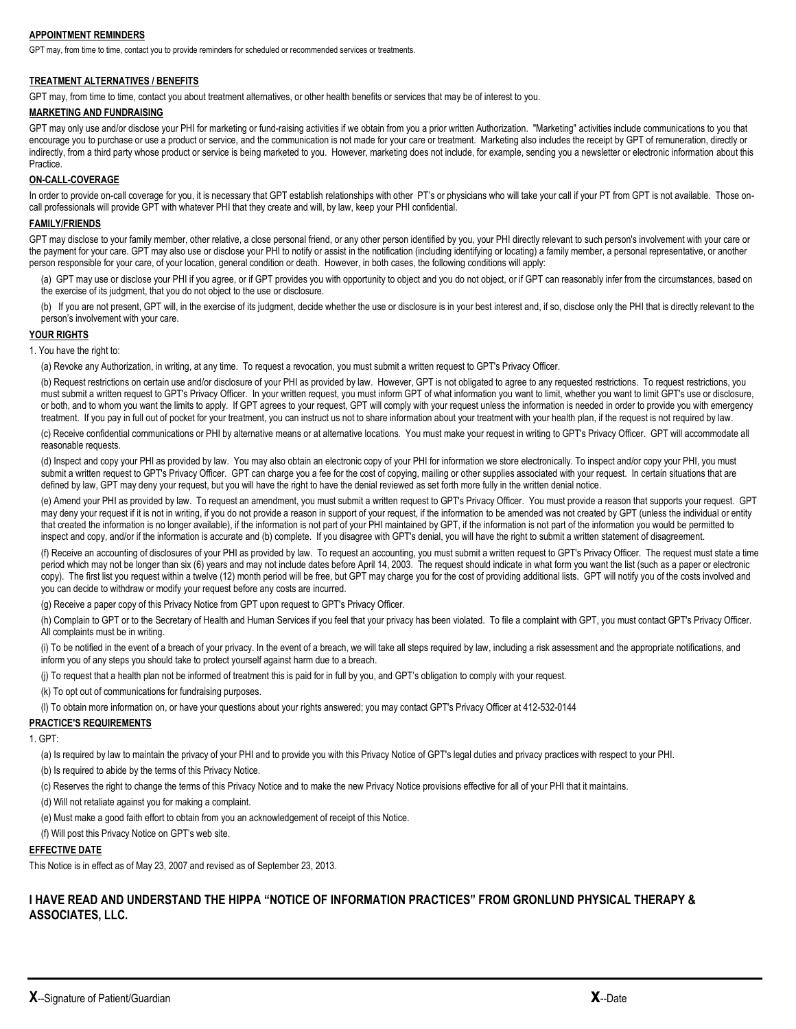**APPOINTMENT REMINDERS**

GPT may, from time to time, contact you to provide reminders for scheduled or recommended services or treatments.

**TREATMENT ALTERNATIVES / BENEFITS**

GPT may, from time to time, contact you about treatment alternatives, or other health benefits or services that may be of interest to you.

**MARKETING AND FUNDRAISING**

GPT may only use and/or disclose your PHI for marketing or fund-raising activities if we obtain from you a prior written Authorization. "Marketing" activities include communications to you that encourage you to purchase or use a product or service, and the communication is not made for your care or treatment. Marketing also includes the receipt by GPT of remuneration, directly or indirectly, from a third party whose product or service is being marketed to you. However, marketing does not include, for example, sending you a newsletter or electronic information about this Practice.

**ON-CALL-COVERAGE**

In order to provide on-call coverage for you, it is necessary that GPT establish relationships with other PT's or physicians who will take your call if your PT from GPT is not available. Those on-call professionals will provide GPT with whatever PHI that they create and will, by law, keep your PHI confidential.

**FAMILY/FRIENDS**

GPT may disclose to your family member, other relative, a close personal friend, or any other person identified by you, your PHI directly relevant to such person's involvement with your care or the payment for your care. GPT may also use or disclose your PHI to notify or assist in the notification (including identifying or locating) a family member, a personal representative, or another person responsible for your care, of your location, general condition or death. However, in both cases, the following conditions will apply:

(a) GPT may use or disclose your PHI if you agree, or if GPT provides you with opportunity to object and you do not object, or if GPT can reasonably infer from the circumstances, based on the exercise of its judgment, that you do not object to the use or disclosure.

(b) If you are not present, GPT will, in the exercise of its judgment, decide whether the use or disclosure is in your best interest and, if so, disclose only the PHI that is directly relevant to the person's involvement with your care.

**YOUR RIGHTS**

1. You have the right to:

(a) Revoke any Authorization, in writing, at any time. To request a revocation, you must submit a written request to GPT's Privacy Officer.

(b) Request restrictions on certain use and/or disclosure of your PHI as provided by law. However, GPT is not obligated to agree to any requested restrictions. To request restrictions, you must submit a written request to GPT's Privacy Officer. In your written request, you must inform GPT of what information you want to limit, whether you want to limit GPT's use or disclosure, or both, and to whom you want the limits to apply. If GPT agrees to your request, GPT will comply with your request unless the information is needed in order to provide you with emergency treatment. If you pay in full out of pocket for your treatment, you can instruct us not to share information about your treatment with your health plan, if the request is not required by law.

(c) Receive confidential communications or PHI by alternative means or at alternative locations. You must make your request in writing to GPT's Privacy Officer. GPT will accommodate all reasonable requests.

(d) Inspect and copy your PHI as provided by law. You may also obtain an electronic copy of your PHI for information we store electronically. To inspect and/or copy your PHI, you must submit a written request to GPT's Privacy Officer. GPT can charge you a fee for the cost of copying, mailing or other supplies associated with your request. In certain situations that are defined by law, GPT may deny your request, but you will have the right to have the denial reviewed as set forth more fully in the written denial notice.

(e) Amend your PHI as provided by law. To request an amendment, you must submit a written request to GPT's Privacy Officer. You must provide a reason that supports your request. GPT may deny your request if it is not in writing, if you do not provide a reason in support of your request, if the information to be amended was not created by GPT (unless the individual or entity that created the information is no longer available), if the information is not part of your PHI maintained by GPT, if the information is not part of the information you would be permitted to inspect and copy, and/or if the information is accurate and (b) complete. If you disagree with GPT's denial, you will have the right to submit a written statement of disagreement.

(f) Receive an accounting of disclosures of your PHI as provided by law. To request an accounting, you must submit a written request to GPT's Privacy Officer. The request must state a time period which may not be longer than six (6) years and may not include dates before April 14, 2003. The request should indicate in what form you want the list (such as a paper or electronic copy). The first list you request within a twelve (12) month period will be free, but GPT may charge you for the cost of providing additional lists. GPT will notify you of the costs involved and you can decide to withdraw or modify your request before any costs are incurred.

(g) Receive a paper copy of this Privacy Notice from GPT upon request to GPT's Privacy Officer.

(h) Complain to GPT or to the Secretary of Health and Human Services if you feel that your privacy has been violated. To file a complaint with GPT, you must contact GPT's Privacy Officer. All complaints must be in writing.

(i) To be notified in the event of a breach of your privacy. In the event of a breach, we will take all steps required by law, including a risk assessment and the appropriate notifications, and inform you of any steps you should take to protect yourself against harm due to a breach.

(j) To request that a health plan not be informed of treatment this is paid for in full by you, and GPT's obligation to comply with your request.

(k) To opt out of communications for fundraising purposes.

(l) To obtain more information on, or have your questions about your rights answered; you may contact GPT's Privacy Officer at 412-532-0144

**PRACTICE'S REQUIREMENTS**

1. GPT:

(a) Is required by law to maintain the privacy of your PHI and to provide you with this Privacy Notice of GPT's legal duties and privacy practices with respect to your PHI.

(b) Is required to abide by the terms of this Privacy Notice.

(c) Reserves the right to change the terms of this Privacy Notice and to make the new Privacy Notice provisions effective for all of your PHI that it maintains.

(d) Will not retaliate against you for making a complaint.

(e) Must make a good faith effort to obtain from you an acknowledgement of receipt of this Notice.

(f) Will post this Privacy Notice on GPT's web site.

**EFFECTIVE DATE**

This Notice is in effect as of May 23, 2007 and revised as of September 23, 2013.

**I HAVE READ AND UNDERSTAND THE HIPPA "NOTICE OF INFORMATION PRACTICES" FROM GRONLUND PHYSICAL THERAPY & ASSOCIATES, LLC.**

---

**X**--Signature of Patient/Guardian **X**--Date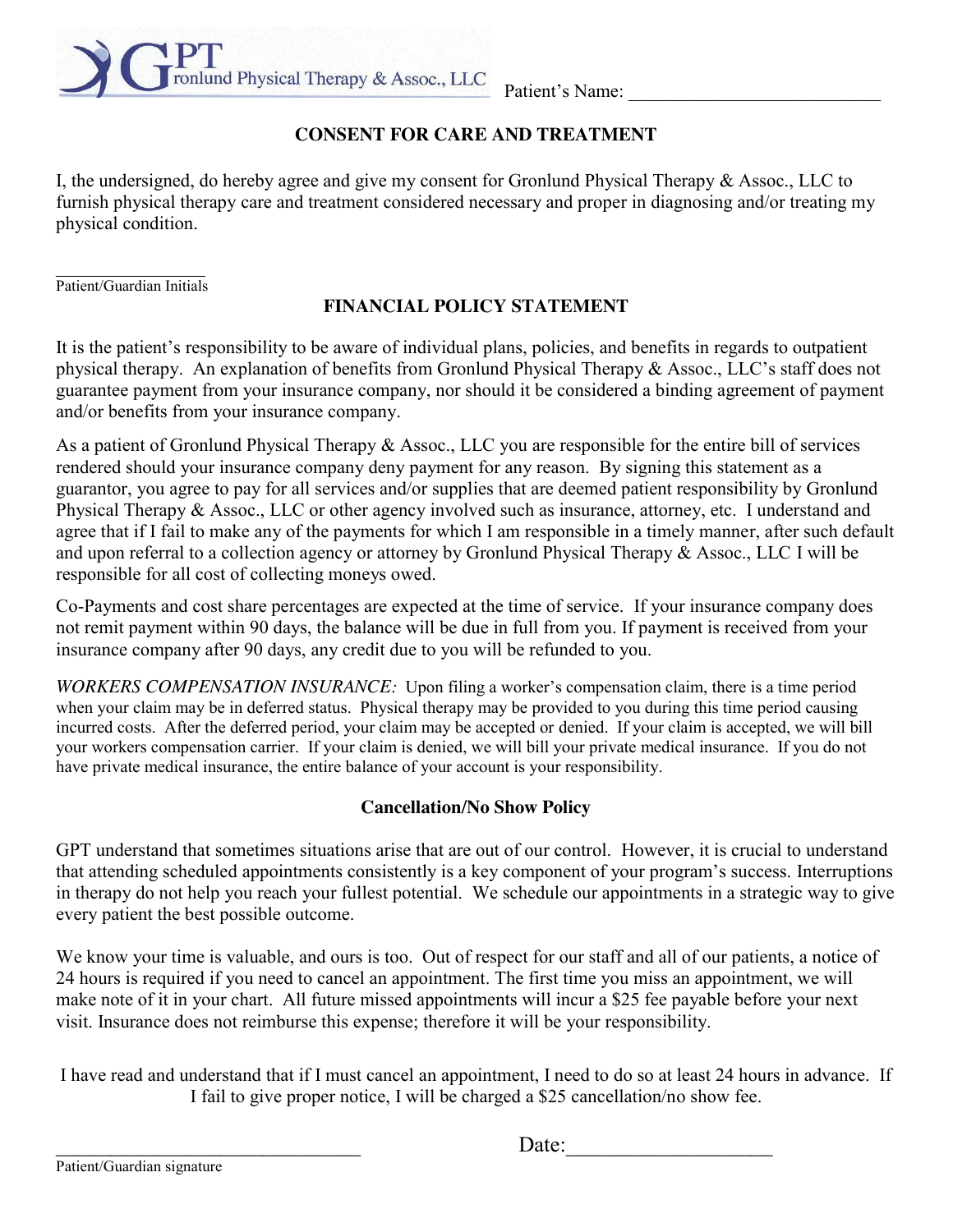GPT Gronlund Physical Therapy & Assoc., LLC

Patient's Name: ___________________________

## CONSENT FOR CARE AND TREATMENT

I, the undersigned, do hereby agree and give my consent for Gronlund Physical Therapy & Assoc., LLC to furnish physical therapy care and treatment considered necessary and proper in diagnosing and/or treating my physical condition.

__________________
Patient/Guardian Initials

## FINANCIAL POLICY STATEMENT

It is the patient's responsibility to be aware of individual plans, policies, and benefits in regards to outpatient physical therapy. An explanation of benefits from Gronlund Physical Therapy & Assoc., LLC's staff does not guarantee payment from your insurance company, nor should it be considered a binding agreement of payment and/or benefits from your insurance company.

As a patient of Gronlund Physical Therapy & Assoc., LLC you are responsible for the entire bill of services rendered should your insurance company deny payment for any reason. By signing this statement as a guarantor, you agree to pay for all services and/or supplies that are deemed patient responsibility by Gronlund Physical Therapy & Assoc., LLC or other agency involved such as insurance, attorney, etc. I understand and agree that if I fail to make any of the payments for which I am responsible in a timely manner, after such default and upon referral to a collection agency or attorney by Gronlund Physical Therapy & Assoc., LLC I will be responsible for all cost of collecting moneys owed.

Co-Payments and cost share percentages are expected at the time of service. If your insurance company does not remit payment within 90 days, the balance will be due in full from you. If payment is received from your insurance company after 90 days, any credit due to you will be refunded to you.

*WORKERS COMPENSATION INSURANCE:* Upon filing a worker's compensation claim, there is a time period when your claim may be in deferred status. Physical therapy may be provided to you during this time period causing incurred costs. After the deferred period, your claim may be accepted or denied. If your claim is accepted, we will bill your workers compensation carrier. If your claim is denied, we will bill your private medical insurance. If you do not have private medical insurance, the entire balance of your account is your responsibility.

## Cancellation/No Show Policy

GPT understand that sometimes situations arise that are out of our control. However, it is crucial to understand that attending scheduled appointments consistently is a key component of your program's success. Interruptions in therapy do not help you reach your fullest potential. We schedule our appointments in a strategic way to give every patient the best possible outcome.

We know your time is valuable, and ours is too. Out of respect for our staff and all of our patients, a notice of 24 hours is required if you need to cancel an appointment. The first time you miss an appointment, we will make note of it in your chart. All future missed appointments will incur a $25 fee payable before your next visit. Insurance does not reimburse this expense; therefore it will be your responsibility.

I have read and understand that if I must cancel an appointment, I need to do so at least 24 hours in advance. If I fail to give proper notice, I will be charged a $25 cancellation/no show fee.

________________________________ Date:____________________
Patient/Guardian signature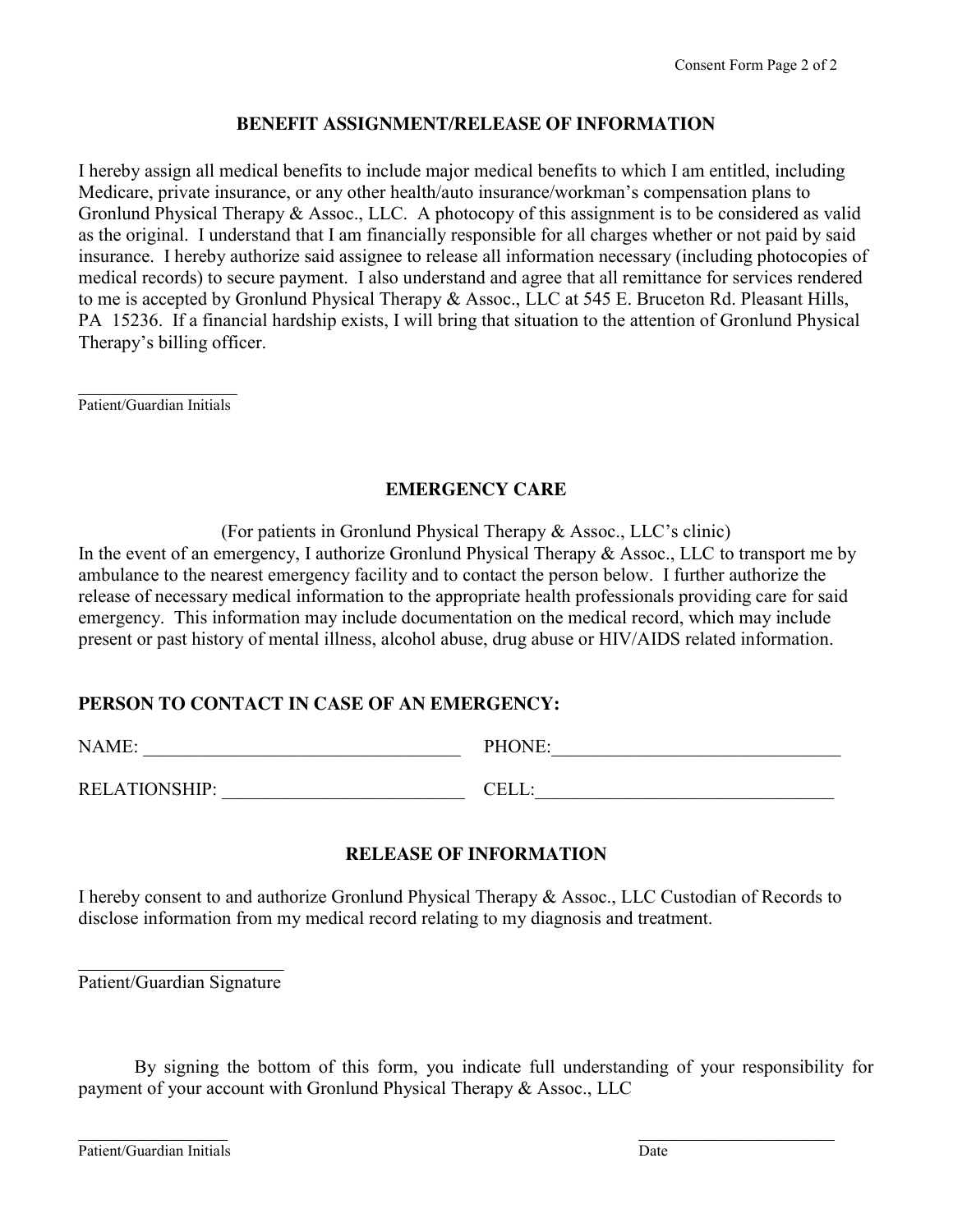## BENEFIT ASSIGNMENT/RELEASE OF INFORMATION

I hereby assign all medical benefits to include major medical benefits to which I am entitled, including Medicare, private insurance, or any other health/auto insurance/workman's compensation plans to Gronlund Physical Therapy & Assoc., LLC. A photocopy of this assignment is to be considered as valid as the original. I understand that I am financially responsible for all charges whether or not paid by said insurance. I hereby authorize said assignee to release all information necessary (including photocopies of medical records) to secure payment. I also understand and agree that all remittance for services rendered to me is accepted by Gronlund Physical Therapy & Assoc., LLC at 545 E. Bruceton Rd. Pleasant Hills, PA 15236. If a financial hardship exists, I will bring that situation to the attention of Gronlund Physical Therapy's billing officer.

\_\_\_\_\_\_\_\_\_\_\_\_\_\_\_\_\_\_
Patient/Guardian Initials

## EMERGENCY CARE

(For patients in Gronlund Physical Therapy & Assoc., LLC's clinic)

In the event of an emergency, I authorize Gronlund Physical Therapy & Assoc., LLC to transport me by ambulance to the nearest emergency facility and to contact the person below. I further authorize the release of necessary medical information to the appropriate health professionals providing care for said emergency. This information may include documentation on the medical record, which may include present or past history of mental illness, alcohol abuse, drug abuse or HIV/AIDS related information.

### PERSON TO CONTACT IN CASE OF AN EMERGENCY:

NAME: \_\_\_\_\_\_\_\_\_\_\_\_\_\_\_\_\_\_\_\_\_\_\_\_\_\_\_\_\_\_\_\_\_\_ PHONE: \_\_\_\_\_\_\_\_\_\_\_\_\_\_\_\_\_\_\_\_\_\_\_\_\_\_\_\_\_\_\_\_

RELATIONSHIP: \_\_\_\_\_\_\_\_\_\_\_\_\_\_\_\_\_\_\_\_\_\_\_\_\_\_ CELL: \_\_\_\_\_\_\_\_\_\_\_\_\_\_\_\_\_\_\_\_\_\_\_\_\_\_\_\_\_\_\_\_

## RELEASE OF INFORMATION

I hereby consent to and authorize Gronlund Physical Therapy & Assoc., LLC Custodian of Records to disclose information from my medical record relating to my diagnosis and treatment.

\_\_\_\_\_\_\_\_\_\_\_\_\_\_\_\_\_\_\_\_\_\_\_
Patient/Guardian Signature

By signing the bottom of this form, you indicate full understanding of your responsibility for payment of your account with Gronlund Physical Therapy & Assoc., LLC

\_\_\_\_\_\_\_\_\_\_\_\_\_\_\_\_\_\_ \_\_\_\_\_\_\_\_\_\_\_\_\_\_\_\_\_\_\_\_\_\_
Patient/Guardian Initials Date